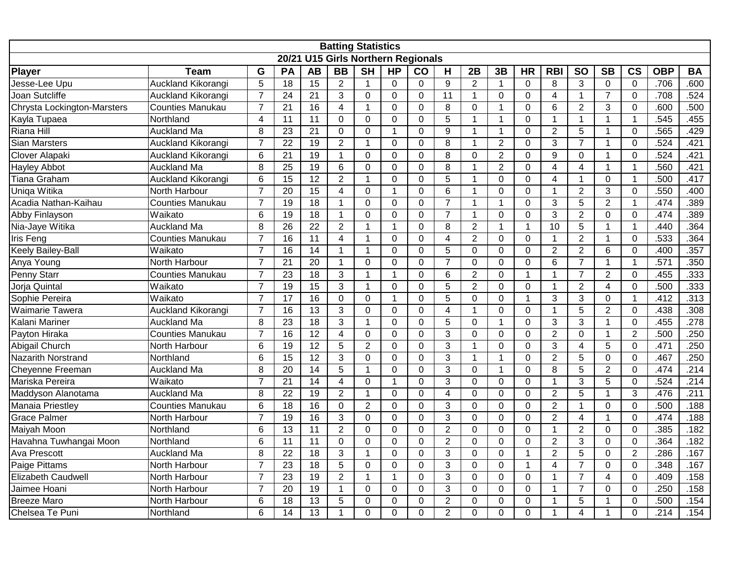## Batting Statistics

### 20/21 U15 Girls Northern Regionals

| Player | Team | G | PA | AB | BB | SH | HP | CO | H | 2B | 3B | HR | RBI | SO | SB | CS | OBP | BA |
|---|---|---|---|---|---|---|---|---|---|---|---|---|---|---|---|---|---|---|
| Jesse-Lee Upu | Auckland Kikorangi | 5 | 18 | 15 | 2 | 1 | 0 | 0 | 9 | 2 | 1 | 0 | 8 | 3 | 0 | 0 | .706 | .600 |
| Joan Sutcliffe | Auckland Kikorangi | 7 | 24 | 21 | 3 | 0 | 0 | 0 | 11 | 1 | 0 | 0 | 4 | 1 | 7 | 0 | .708 | .524 |
| Chrysta Lockington-Marsters | Counties Manukau | 7 | 21 | 16 | 4 | 1 | 0 | 0 | 8 | 0 | 1 | 0 | 6 | 2 | 3 | 0 | .600 | .500 |
| Kayla Tupaea | Northland | 4 | 11 | 11 | 0 | 0 | 0 | 0 | 5 | 1 | 1 | 0 | 1 | 1 | 1 | 1 | .545 | .455 |
| Riana Hill | Auckland Ma | 8 | 23 | 21 | 0 | 0 | 1 | 0 | 9 | 1 | 1 | 0 | 2 | 5 | 1 | 0 | .565 | .429 |
| Sian Marsters | Auckland Kikorangi | 7 | 22 | 19 | 2 | 1 | 0 | 0 | 8 | 1 | 2 | 0 | 3 | 7 | 1 | 0 | .524 | .421 |
| Clover Alapaki | Auckland Kikorangi | 6 | 21 | 19 | 1 | 0 | 0 | 0 | 8 | 0 | 2 | 0 | 9 | 0 | 1 | 0 | .524 | .421 |
| Hayley Abbot | Auckland Ma | 8 | 25 | 19 | 6 | 0 | 0 | 0 | 8 | 1 | 2 | 0 | 4 | 4 | 1 | 1 | .560 | .421 |
| Tiana Graham | Auckland Kikorangi | 6 | 15 | 12 | 2 | 1 | 0 | 0 | 5 | 1 | 0 | 0 | 4 | 1 | 0 | 1 | .500 | .417 |
| Uniqa Witika | North Harbour | 7 | 20 | 15 | 4 | 0 | 1 | 0 | 6 | 1 | 0 | 0 | 1 | 2 | 3 | 0 | .550 | .400 |
| Acadia Nathan-Kaihau | Counties Manukau | 7 | 19 | 18 | 1 | 0 | 0 | 0 | 7 | 1 | 1 | 0 | 3 | 5 | 2 | 1 | .474 | .389 |
| Abby Finlayson | Waikato | 6 | 19 | 18 | 1 | 0 | 0 | 0 | 7 | 1 | 0 | 0 | 3 | 2 | 0 | 0 | .474 | .389 |
| Nia-Jaye Witika | Auckland Ma | 8 | 26 | 22 | 2 | 1 | 1 | 0 | 8 | 2 | 1 | 1 | 10 | 5 | 1 | 1 | .440 | .364 |
| Iris Feng | Counties Manukau | 7 | 16 | 11 | 4 | 1 | 0 | 0 | 4 | 2 | 0 | 0 | 1 | 2 | 1 | 0 | .533 | .364 |
| Keely Bailey-Ball | Waikato | 7 | 16 | 14 | 1 | 1 | 0 | 0 | 5 | 0 | 0 | 0 | 2 | 2 | 6 | 0 | .400 | .357 |
| Anya Young | North Harbour | 7 | 21 | 20 | 1 | 0 | 0 | 0 | 7 | 0 | 0 | 0 | 6 | 7 | 1 | 1 | .571 | .350 |
| Penny Starr | Counties Manukau | 7 | 23 | 18 | 3 | 1 | 1 | 0 | 6 | 2 | 0 | 1 | 1 | 7 | 2 | 0 | .455 | .333 |
| Jorja Quintal | Waikato | 7 | 19 | 15 | 3 | 1 | 0 | 0 | 5 | 2 | 0 | 0 | 1 | 2 | 4 | 0 | .500 | .333 |
| Sophie Pereira | Waikato | 7 | 17 | 16 | 0 | 0 | 1 | 0 | 5 | 0 | 0 | 1 | 3 | 3 | 0 | 1 | .412 | .313 |
| Waimarie Tawera | Auckland Kikorangi | 7 | 16 | 13 | 3 | 0 | 0 | 0 | 4 | 1 | 0 | 0 | 1 | 5 | 2 | 0 | .438 | .308 |
| Kalani Mariner | Auckland Ma | 8 | 23 | 18 | 3 | 1 | 0 | 0 | 5 | 0 | 1 | 0 | 3 | 3 | 1 | 0 | .455 | .278 |
| Payton Hiraka | Counties Manukau | 7 | 16 | 12 | 4 | 0 | 0 | 0 | 3 | 0 | 0 | 0 | 2 | 0 | 1 | 2 | .500 | .250 |
| Abigail Church | North Harbour | 6 | 19 | 12 | 5 | 2 | 0 | 0 | 3 | 1 | 0 | 0 | 3 | 4 | 5 | 0 | .471 | .250 |
| Nazarith Norstrand | Northland | 6 | 15 | 12 | 3 | 0 | 0 | 0 | 3 | 1 | 1 | 0 | 2 | 5 | 0 | 0 | .467 | .250 |
| Cheyenne Freeman | Auckland Ma | 8 | 20 | 14 | 5 | 1 | 0 | 0 | 3 | 0 | 1 | 0 | 8 | 5 | 2 | 0 | .474 | .214 |
| Mariska Pereira | Waikato | 7 | 21 | 14 | 4 | 0 | 1 | 0 | 3 | 0 | 0 | 0 | 1 | 3 | 5 | 0 | .524 | .214 |
| Maddyson Alanotama | Auckland Ma | 8 | 22 | 19 | 2 | 1 | 0 | 0 | 4 | 0 | 0 | 0 | 2 | 5 | 1 | 3 | .476 | .211 |
| Manaia Priestley | Counties Manukau | 6 | 18 | 16 | 0 | 2 | 0 | 0 | 3 | 0 | 0 | 0 | 2 | 1 | 0 | 0 | .500 | .188 |
| Grace Palmer | North Harbour | 7 | 19 | 16 | 3 | 0 | 0 | 0 | 3 | 0 | 0 | 0 | 2 | 4 | 1 | 0 | .474 | .188 |
| Maiyah Moon | Northland | 6 | 13 | 11 | 2 | 0 | 0 | 0 | 2 | 0 | 0 | 0 | 1 | 2 | 0 | 0 | .385 | .182 |
| Havahna Tuwhangai Moon | Northland | 6 | 11 | 11 | 0 | 0 | 0 | 0 | 2 | 0 | 0 | 0 | 2 | 3 | 0 | 0 | .364 | .182 |
| Ava Prescott | Auckland Ma | 8 | 22 | 18 | 3 | 1 | 0 | 0 | 3 | 0 | 0 | 1 | 2 | 5 | 0 | 2 | .286 | .167 |
| Paige Pittams | North Harbour | 7 | 23 | 18 | 5 | 0 | 0 | 0 | 3 | 0 | 0 | 1 | 4 | 7 | 0 | 0 | .348 | .167 |
| Elizabeth Caudwell | North Harbour | 7 | 23 | 19 | 2 | 1 | 1 | 0 | 3 | 0 | 0 | 0 | 1 | 7 | 4 | 0 | .409 | .158 |
| Jaimee Hoani | North Harbour | 7 | 20 | 19 | 1 | 0 | 0 | 0 | 3 | 0 | 0 | 0 | 1 | 7 | 0 | 0 | .250 | .158 |
| Breeze Maro | North Harbour | 6 | 18 | 13 | 5 | 0 | 0 | 0 | 2 | 0 | 0 | 0 | 1 | 5 | 1 | 0 | .500 | .154 |
| Chelsea Te Puni | Northland | 6 | 14 | 13 | 1 | 0 | 0 | 0 | 2 | 0 | 0 | 0 | 1 | 4 | 1 | 0 | .214 | .154 |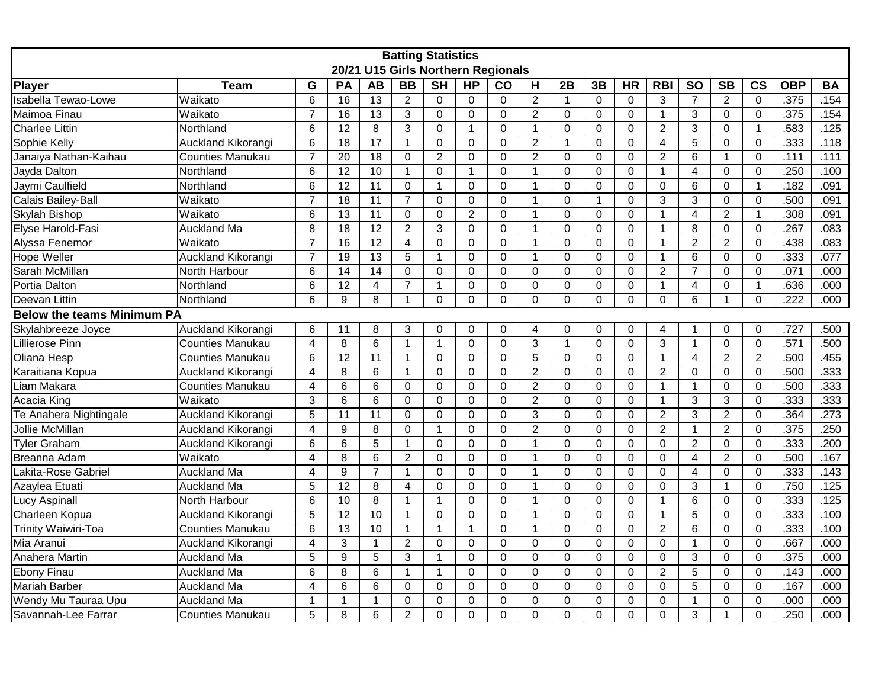| Batting Statistics | | | | | | | | | | | | | | | | | | |
|---|---|---|---|---|---|---|---|---|---|---|---|---|---|---|---|---|---|---|
| 20/21 U15 Girls Northern Regionals | | | | | | | | | | | | | | | | | | |
| **Player** | **Team** | **G** | **PA** | **AB** | **BB** | **SH** | **HP** | **CO** | **H** | **2B** | **3B** | **HR** | **RBI** | **SO** | **SB** | **CS** | **OBP** | **BA** |
| Isabella Tewao-Lowe | Waikato | 6 | 16 | 13 | 2 | 0 | 0 | 0 | 2 | 1 | 0 | 0 | 3 | 7 | 2 | 0 | .375 | .154 |
| Maimoa Finau | Waikato | 7 | 16 | 13 | 3 | 0 | 0 | 0 | 2 | 0 | 0 | 0 | 1 | 3 | 0 | 0 | .375 | .154 |
| Charlee Littin | Northland | 6 | 12 | 8 | 3 | 0 | 1 | 0 | 1 | 0 | 0 | 0 | 2 | 3 | 0 | 1 | .583 | .125 |
| Sophie Kelly | Auckland Kikorangi | 6 | 18 | 17 | 1 | 0 | 0 | 0 | 2 | 1 | 0 | 0 | 4 | 5 | 0 | 0 | .333 | .118 |
| Janaiya Nathan-Kaihau | Counties Manukau | 7 | 20 | 18 | 0 | 2 | 0 | 0 | 2 | 0 | 0 | 0 | 2 | 6 | 1 | 0 | .111 | .111 |
| Jayda Dalton | Northland | 6 | 12 | 10 | 1 | 0 | 1 | 0 | 1 | 0 | 0 | 0 | 1 | 4 | 0 | 0 | .250 | .100 |
| Jaymi Caulfield | Northland | 6 | 12 | 11 | 0 | 1 | 0 | 0 | 1 | 0 | 0 | 0 | 0 | 6 | 0 | 1 | .182 | .091 |
| Calais Bailey-Ball | Waikato | 7 | 18 | 11 | 7 | 0 | 0 | 0 | 1 | 0 | 1 | 0 | 3 | 3 | 0 | 0 | .500 | .091 |
| Skylah Bishop | Waikato | 6 | 13 | 11 | 0 | 0 | 2 | 0 | 1 | 0 | 0 | 0 | 1 | 4 | 2 | 1 | .308 | .091 |
| Elyse Harold-Fasi | Auckland Ma | 8 | 18 | 12 | 2 | 3 | 0 | 0 | 1 | 0 | 0 | 0 | 1 | 8 | 0 | 0 | .267 | .083 |
| Alyssa Fenemor | Waikato | 7 | 16 | 12 | 4 | 0 | 0 | 0 | 1 | 0 | 0 | 0 | 1 | 2 | 2 | 0 | .438 | .083 |
| Hope Weller | Auckland Kikorangi | 7 | 19 | 13 | 5 | 1 | 0 | 0 | 1 | 0 | 0 | 0 | 1 | 6 | 0 | 0 | .333 | .077 |
| Sarah McMillan | North Harbour | 6 | 14 | 14 | 0 | 0 | 0 | 0 | 0 | 0 | 0 | 0 | 2 | 7 | 0 | 0 | .071 | .000 |
| Portia Dalton | Northland | 6 | 12 | 4 | 7 | 1 | 0 | 0 | 0 | 0 | 0 | 0 | 1 | 4 | 0 | 1 | .636 | .000 |
| Deevan Littin | Northland | 6 | 9 | 8 | 1 | 0 | 0 | 0 | 0 | 0 | 0 | 0 | 0 | 6 | 1 | 0 | .222 | .000 |
| **Below the teams Minimum PA** | | | | | | | | | | | | | | | | | | |
| Skylahbreeze Joyce | Auckland Kikorangi | 6 | 11 | 8 | 3 | 0 | 0 | 0 | 4 | 0 | 0 | 0 | 4 | 1 | 0 | 0 | .727 | .500 |
| Lillierose Pinn | Counties Manukau | 4 | 8 | 6 | 1 | 1 | 0 | 0 | 3 | 1 | 0 | 0 | 3 | 1 | 0 | 0 | .571 | .500 |
| Oliana Hesp | Counties Manukau | 6 | 12 | 11 | 1 | 0 | 0 | 0 | 5 | 0 | 0 | 0 | 1 | 4 | 2 | 2 | .500 | .455 |
| Karaitiana Kopua | Auckland Kikorangi | 4 | 8 | 6 | 1 | 0 | 0 | 0 | 2 | 0 | 0 | 0 | 2 | 0 | 0 | 0 | .500 | .333 |
| Liam Makara | Counties Manukau | 4 | 6 | 6 | 0 | 0 | 0 | 0 | 2 | 0 | 0 | 0 | 1 | 1 | 0 | 0 | .500 | .333 |
| Acacia King | Waikato | 3 | 6 | 6 | 0 | 0 | 0 | 0 | 2 | 0 | 0 | 0 | 1 | 3 | 3 | 0 | .333 | .333 |
| Te Anahera Nightingale | Auckland Kikorangi | 5 | 11 | 11 | 0 | 0 | 0 | 0 | 3 | 0 | 0 | 0 | 2 | 3 | 2 | 0 | .364 | .273 |
| Jollie McMillan | Auckland Kikorangi | 4 | 9 | 8 | 0 | 1 | 0 | 0 | 2 | 0 | 0 | 0 | 2 | 1 | 2 | 0 | .375 | .250 |
| Tyler Graham | Auckland Kikorangi | 6 | 6 | 5 | 1 | 0 | 0 | 0 | 1 | 0 | 0 | 0 | 0 | 2 | 0 | 0 | .333 | .200 |
| Breanna Adam | Waikato | 4 | 8 | 6 | 2 | 0 | 0 | 0 | 1 | 0 | 0 | 0 | 0 | 4 | 2 | 0 | .500 | .167 |
| Lakita-Rose Gabriel | Auckland Ma | 4 | 9 | 7 | 1 | 0 | 0 | 0 | 1 | 0 | 0 | 0 | 0 | 4 | 0 | 0 | .333 | .143 |
| Azaylea Etuati | Auckland Ma | 5 | 12 | 8 | 4 | 0 | 0 | 0 | 1 | 0 | 0 | 0 | 0 | 3 | 1 | 0 | .750 | .125 |
| Lucy Aspinall | North Harbour | 6 | 10 | 8 | 1 | 1 | 0 | 0 | 1 | 0 | 0 | 0 | 1 | 6 | 0 | 0 | .333 | .125 |
| Charleen Kopua | Auckland Kikorangi | 5 | 12 | 10 | 1 | 0 | 0 | 0 | 1 | 0 | 0 | 0 | 1 | 5 | 0 | 0 | .333 | .100 |
| Trinity Waiwiri-Toa | Counties Manukau | 6 | 13 | 10 | 1 | 1 | 1 | 0 | 1 | 0 | 0 | 0 | 2 | 6 | 0 | 0 | .333 | .100 |
| Mia Aranui | Auckland Kikorangi | 4 | 3 | 1 | 2 | 0 | 0 | 0 | 0 | 0 | 0 | 0 | 0 | 1 | 0 | 0 | .667 | .000 |
| Anahera Martin | Auckland Ma | 5 | 9 | 5 | 3 | 1 | 0 | 0 | 0 | 0 | 0 | 0 | 0 | 3 | 0 | 0 | .375 | .000 |
| Ebony Finau | Auckland Ma | 6 | 8 | 6 | 1 | 1 | 0 | 0 | 0 | 0 | 0 | 0 | 2 | 5 | 0 | 0 | .143 | .000 |
| Mariah Barber | Auckland Ma | 4 | 6 | 6 | 0 | 0 | 0 | 0 | 0 | 0 | 0 | 0 | 0 | 5 | 0 | 0 | .167 | .000 |
| Wendy Mu Tauraa Upu | Auckland Ma | 1 | 1 | 1 | 0 | 0 | 0 | 0 | 0 | 0 | 0 | 0 | 0 | 1 | 0 | 0 | .000 | .000 |
| Savannah-Lee Farrar | Counties Manukau | 5 | 8 | 6 | 2 | 0 | 0 | 0 | 0 | 0 | 0 | 0 | 0 | 3 | 1 | 0 | .250 | .000 |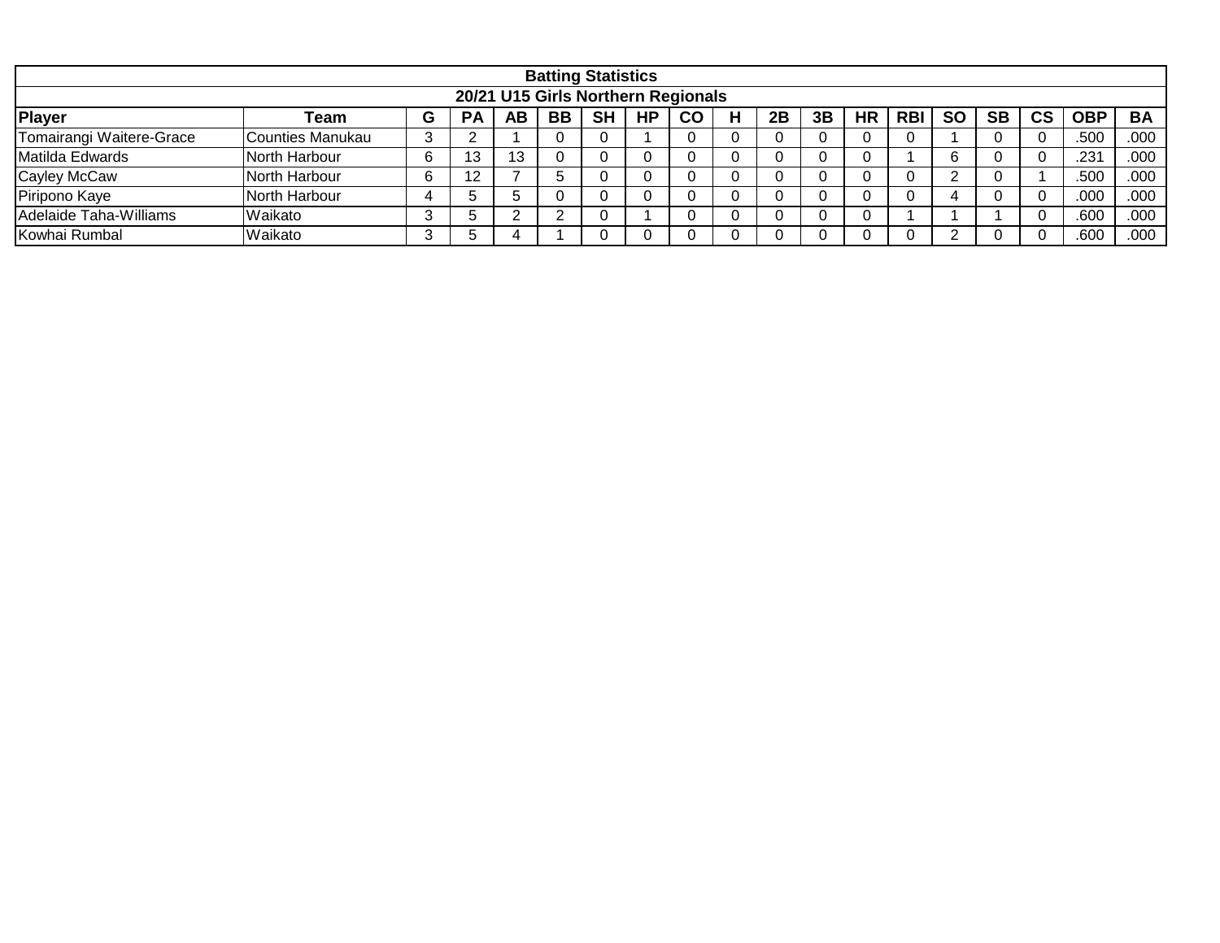| Batting Statistics | | | | | | | | | | | | | | | | | | |
|---|---|---|---|---|---|---|---|---|---|---|---|---|---|---|---|---|---|---|
| 20/21 U15 Girls Northern Regionals | | | | | | | | | | | | | | | | | | |
| **Player** | **Team** | **G** | **PA** | **AB** | **BB** | **SH** | **HP** | **CO** | **H** | **2B** | **3B** | **HR** | **RBI** | **SO** | **SB** | **CS** | **OBP** | **BA** |
| Tomairangi Waitere-Grace | Counties Manukau | 3 | 2 | 1 | 0 | 0 | 1 | 0 | 0 | 0 | 0 | 0 | 0 | 1 | 0 | 0 | .500 | .000 |
| Matilda Edwards | North Harbour | 6 | 13 | 13 | 0 | 0 | 0 | 0 | 0 | 0 | 0 | 0 | 1 | 6 | 0 | 0 | .231 | .000 |
| Cayley McCaw | North Harbour | 6 | 12 | 7 | 5 | 0 | 0 | 0 | 0 | 0 | 0 | 0 | 0 | 2 | 0 | 1 | .500 | .000 |
| Piripono Kaye | North Harbour | 4 | 5 | 5 | 0 | 0 | 0 | 0 | 0 | 0 | 0 | 0 | 0 | 4 | 0 | 0 | .000 | .000 |
| Adelaide Taha-Williams | Waikato | 3 | 5 | 2 | 2 | 0 | 1 | 0 | 0 | 0 | 0 | 0 | 1 | 1 | 1 | 0 | .600 | .000 |
| Kowhai Rumbal | Waikato | 3 | 5 | 4 | 1 | 0 | 0 | 0 | 0 | 0 | 0 | 0 | 0 | 2 | 0 | 0 | .600 | .000 |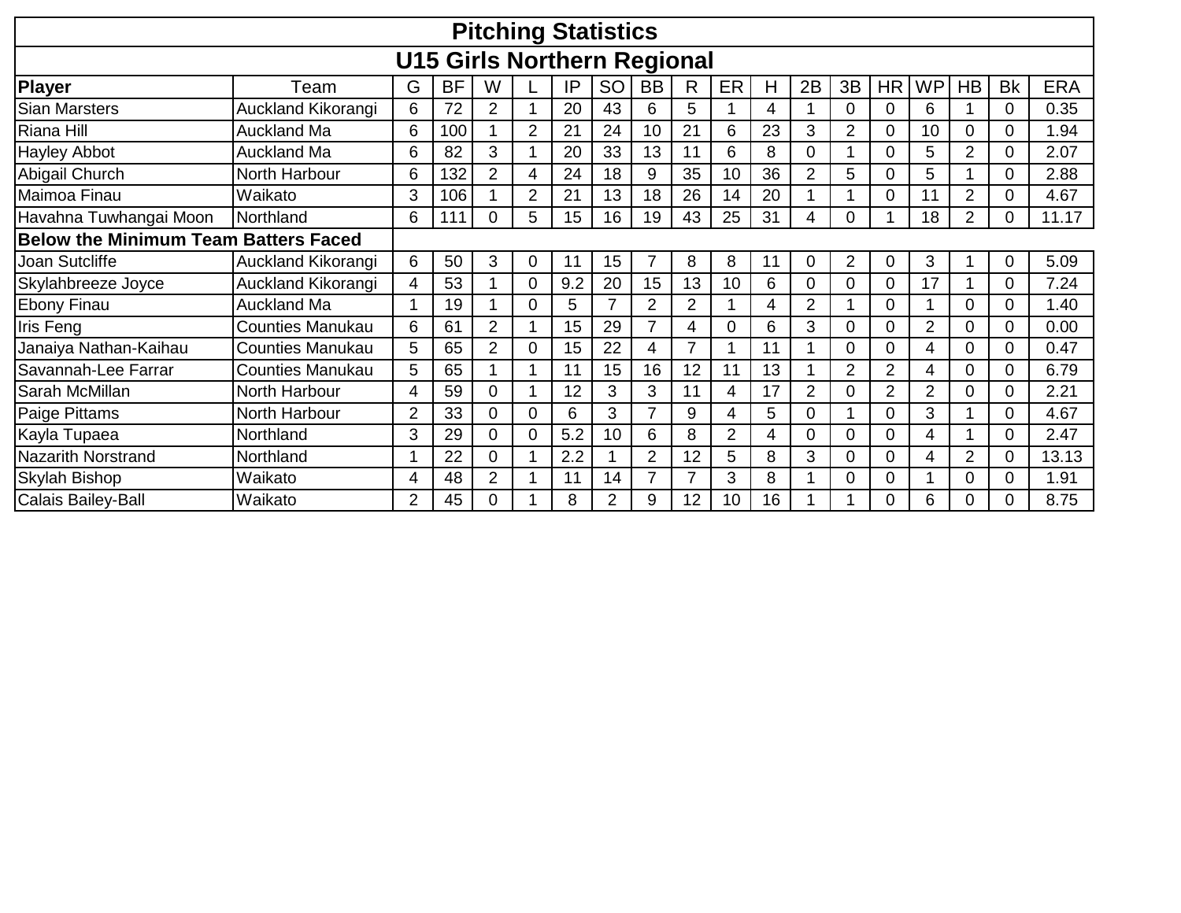# Pitching Statistics

## U15 Girls Northern Regional

| Player | Team | G | BF | W | L | IP | SO | BB | R | ER | H | 2B | 3B | HR | WP | HB | Bk | ERA |
|---|---|---|---|---|---|---|---|---|---|---|---|---|---|---|---|---|---|---|
| Sian Marsters | Auckland Kikorangi | 6 | 72 | 2 | 1 | 20 | 43 | 6 | 5 | 1 | 4 | 1 | 0 | 0 | 6 | 1 | 0 | 0.35 |
| Riana Hill | Auckland Ma | 6 | 100 | 1 | 2 | 21 | 24 | 10 | 21 | 6 | 23 | 3 | 2 | 0 | 10 | 0 | 0 | 1.94 |
| Hayley Abbot | Auckland Ma | 6 | 82 | 3 | 1 | 20 | 33 | 13 | 11 | 6 | 8 | 0 | 1 | 0 | 5 | 2 | 0 | 2.07 |
| Abigail Church | North Harbour | 6 | 132 | 2 | 4 | 24 | 18 | 9 | 35 | 10 | 36 | 2 | 5 | 0 | 5 | 1 | 0 | 2.88 |
| Maimoa Finau | Waikato | 3 | 106 | 1 | 2 | 21 | 13 | 18 | 26 | 14 | 20 | 1 | 1 | 0 | 11 | 2 | 0 | 4.67 |
| Havahna Tuwhangai Moon | Northland | 6 | 111 | 0 | 5 | 15 | 16 | 19 | 43 | 25 | 31 | 4 | 0 | 1 | 18 | 2 | 0 | 11.17 |
| **Below the Minimum Team Batters Faced** | | | | | | | | | | | | | | | | | | |
| Joan Sutcliffe | Auckland Kikorangi | 6 | 50 | 3 | 0 | 11 | 15 | 7 | 8 | 8 | 11 | 0 | 2 | 0 | 3 | 1 | 0 | 5.09 |
| Skylahbreeze Joyce | Auckland Kikorangi | 4 | 53 | 1 | 0 | 9.2 | 20 | 15 | 13 | 10 | 6 | 0 | 0 | 0 | 17 | 1 | 0 | 7.24 |
| Ebony Finau | Auckland Ma | 1 | 19 | 1 | 0 | 5 | 7 | 2 | 2 | 1 | 4 | 2 | 1 | 0 | 1 | 0 | 0 | 1.40 |
| Iris Feng | Counties Manukau | 6 | 61 | 2 | 1 | 15 | 29 | 7 | 4 | 0 | 6 | 3 | 0 | 0 | 2 | 0 | 0 | 0.00 |
| Janaiya Nathan-Kaihau | Counties Manukau | 5 | 65 | 2 | 0 | 15 | 22 | 4 | 7 | 1 | 11 | 1 | 0 | 0 | 4 | 0 | 0 | 0.47 |
| Savannah-Lee Farrar | Counties Manukau | 5 | 65 | 1 | 1 | 11 | 15 | 16 | 12 | 11 | 13 | 1 | 2 | 2 | 4 | 0 | 0 | 6.79 |
| Sarah McMillan | North Harbour | 4 | 59 | 0 | 1 | 12 | 3 | 3 | 11 | 4 | 17 | 2 | 0 | 2 | 2 | 0 | 0 | 2.21 |
| Paige Pittams | North Harbour | 2 | 33 | 0 | 0 | 6 | 3 | 7 | 9 | 4 | 5 | 0 | 1 | 0 | 3 | 1 | 0 | 4.67 |
| Kayla Tupaea | Northland | 3 | 29 | 0 | 0 | 5.2 | 10 | 6 | 8 | 2 | 4 | 0 | 0 | 0 | 4 | 1 | 0 | 2.47 |
| Nazarith Norstrand | Northland | 1 | 22 | 0 | 1 | 2.2 | 1 | 2 | 12 | 5 | 8 | 3 | 0 | 0 | 4 | 2 | 0 | 13.13 |
| Skylah Bishop | Waikato | 4 | 48 | 2 | 1 | 11 | 14 | 7 | 7 | 3 | 8 | 1 | 0 | 0 | 1 | 0 | 0 | 1.91 |
| Calais Bailey-Ball | Waikato | 2 | 45 | 0 | 1 | 8 | 2 | 9 | 12 | 10 | 16 | 1 | 1 | 0 | 6 | 0 | 0 | 8.75 |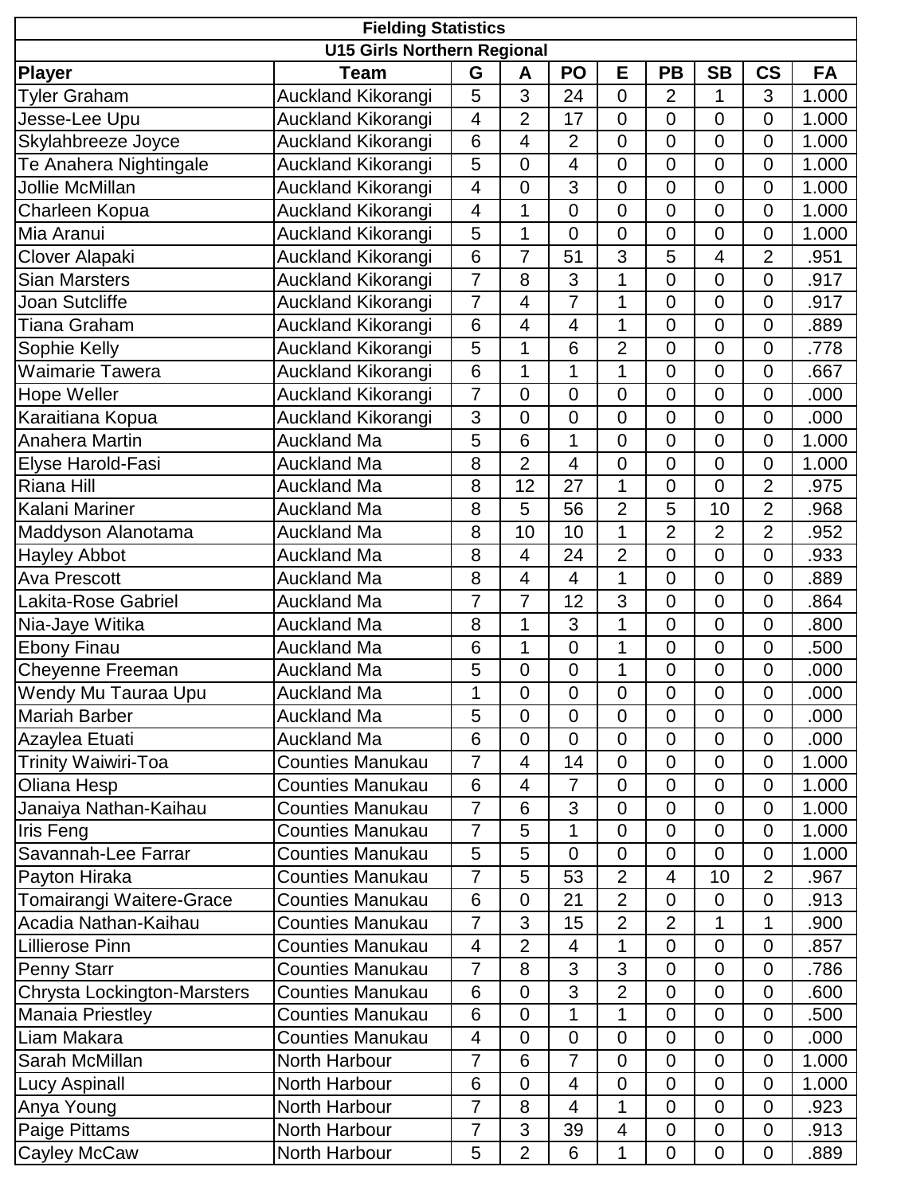| Fielding Statistics | | | | | | | | | |
|---|---|---|---|---|---|---|---|---|---|
| U15 Girls Northern Regional | | | | | | | | | |
| **Player** | **Team** | **G** | **A** | **PO** | **E** | **PB** | **SB** | **CS** | **FA** |
| Tyler Graham | Auckland Kikorangi | 5 | 3 | 24 | 0 | 2 | 1 | 3 | 1.000 |
| Jesse-Lee Upu | Auckland Kikorangi | 4 | 2 | 17 | 0 | 0 | 0 | 0 | 1.000 |
| Skylahbreeze Joyce | Auckland Kikorangi | 6 | 4 | 2 | 0 | 0 | 0 | 0 | 1.000 |
| Te Anahera Nightingale | Auckland Kikorangi | 5 | 0 | 4 | 0 | 0 | 0 | 0 | 1.000 |
| Jollie McMillan | Auckland Kikorangi | 4 | 0 | 3 | 0 | 0 | 0 | 0 | 1.000 |
| Charleen Kopua | Auckland Kikorangi | 4 | 1 | 0 | 0 | 0 | 0 | 0 | 1.000 |
| Mia Aranui | Auckland Kikorangi | 5 | 1 | 0 | 0 | 0 | 0 | 0 | 1.000 |
| Clover Alapaki | Auckland Kikorangi | 6 | 7 | 51 | 3 | 5 | 4 | 2 | .951 |
| Sian Marsters | Auckland Kikorangi | 7 | 8 | 3 | 1 | 0 | 0 | 0 | .917 |
| Joan Sutcliffe | Auckland Kikorangi | 7 | 4 | 7 | 1 | 0 | 0 | 0 | .917 |
| Tiana Graham | Auckland Kikorangi | 6 | 4 | 4 | 1 | 0 | 0 | 0 | .889 |
| Sophie Kelly | Auckland Kikorangi | 5 | 1 | 6 | 2 | 0 | 0 | 0 | .778 |
| Waimarie Tawera | Auckland Kikorangi | 6 | 1 | 1 | 1 | 0 | 0 | 0 | .667 |
| Hope Weller | Auckland Kikorangi | 7 | 0 | 0 | 0 | 0 | 0 | 0 | .000 |
| Karaitiana Kopua | Auckland Kikorangi | 3 | 0 | 0 | 0 | 0 | 0 | 0 | .000 |
| Anahera Martin | Auckland Ma | 5 | 6 | 1 | 0 | 0 | 0 | 0 | 1.000 |
| Elyse Harold-Fasi | Auckland Ma | 8 | 2 | 4 | 0 | 0 | 0 | 0 | 1.000 |
| Riana Hill | Auckland Ma | 8 | 12 | 27 | 1 | 0 | 0 | 2 | .975 |
| Kalani Mariner | Auckland Ma | 8 | 5 | 56 | 2 | 5 | 10 | 2 | .968 |
| Maddyson Alanotama | Auckland Ma | 8 | 10 | 10 | 1 | 2 | 2 | 2 | .952 |
| Hayley Abbot | Auckland Ma | 8 | 4 | 24 | 2 | 0 | 0 | 0 | .933 |
| Ava Prescott | Auckland Ma | 8 | 4 | 4 | 1 | 0 | 0 | 0 | .889 |
| Lakita-Rose Gabriel | Auckland Ma | 7 | 7 | 12 | 3 | 0 | 0 | 0 | .864 |
| Nia-Jaye Witika | Auckland Ma | 8 | 1 | 3 | 1 | 0 | 0 | 0 | .800 |
| Ebony Finau | Auckland Ma | 6 | 1 | 0 | 1 | 0 | 0 | 0 | .500 |
| Cheyenne Freeman | Auckland Ma | 5 | 0 | 0 | 1 | 0 | 0 | 0 | .000 |
| Wendy Mu Tauraa Upu | Auckland Ma | 1 | 0 | 0 | 0 | 0 | 0 | 0 | .000 |
| Mariah Barber | Auckland Ma | 5 | 0 | 0 | 0 | 0 | 0 | 0 | .000 |
| Azaylea Etuati | Auckland Ma | 6 | 0 | 0 | 0 | 0 | 0 | 0 | .000 |
| Trinity Waiwiri-Toa | Counties Manukau | 7 | 4 | 14 | 0 | 0 | 0 | 0 | 1.000 |
| Oliana Hesp | Counties Manukau | 6 | 4 | 7 | 0 | 0 | 0 | 0 | 1.000 |
| Janaiya Nathan-Kaihau | Counties Manukau | 7 | 6 | 3 | 0 | 0 | 0 | 0 | 1.000 |
| Iris Feng | Counties Manukau | 7 | 5 | 1 | 0 | 0 | 0 | 0 | 1.000 |
| Savannah-Lee Farrar | Counties Manukau | 5 | 5 | 0 | 0 | 0 | 0 | 0 | 1.000 |
| Payton Hiraka | Counties Manukau | 7 | 5 | 53 | 2 | 4 | 10 | 2 | .967 |
| Tomairangi Waitere-Grace | Counties Manukau | 6 | 0 | 21 | 2 | 0 | 0 | 0 | .913 |
| Acadia Nathan-Kaihau | Counties Manukau | 7 | 3 | 15 | 2 | 2 | 1 | 1 | .900 |
| Lillierose Pinn | Counties Manukau | 4 | 2 | 4 | 1 | 0 | 0 | 0 | .857 |
| Penny Starr | Counties Manukau | 7 | 8 | 3 | 3 | 0 | 0 | 0 | .786 |
| Chrysta Lockington-Marsters | Counties Manukau | 6 | 0 | 3 | 2 | 0 | 0 | 0 | .600 |
| Manaia Priestley | Counties Manukau | 6 | 0 | 1 | 1 | 0 | 0 | 0 | .500 |
| Liam Makara | Counties Manukau | 4 | 0 | 0 | 0 | 0 | 0 | 0 | .000 |
| Sarah McMillan | North Harbour | 7 | 6 | 7 | 0 | 0 | 0 | 0 | 1.000 |
| Lucy Aspinall | North Harbour | 6 | 0 | 4 | 0 | 0 | 0 | 0 | 1.000 |
| Anya Young | North Harbour | 7 | 8 | 4 | 1 | 0 | 0 | 0 | .923 |
| Paige Pittams | North Harbour | 7 | 3 | 39 | 4 | 0 | 0 | 0 | .913 |
| Cayley McCaw | North Harbour | 5 | 2 | 6 | 1 | 0 | 0 | 0 | .889 |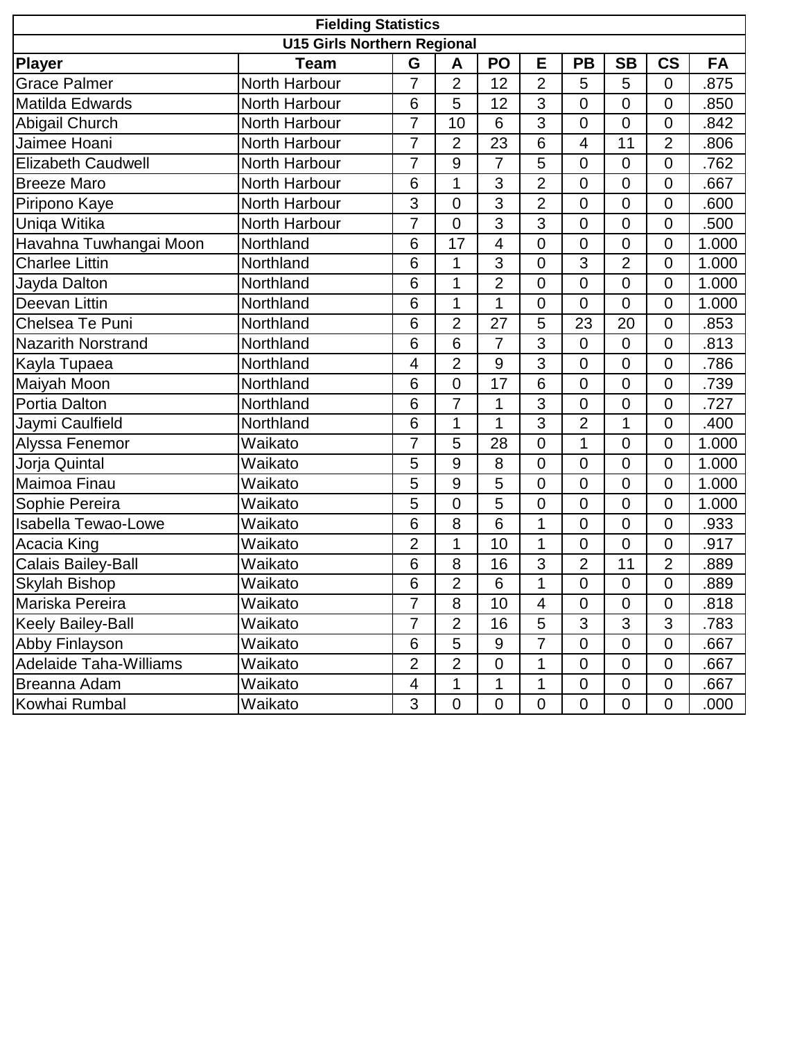| Fielding Statistics | | | | | | | | | |
|---|---|---|---|---|---|---|---|---|---|
| U15 Girls Northern Regional | | | | | | | | | |
| **Player** | **Team** | **G** | **A** | **PO** | **E** | **PB** | **SB** | **CS** | **FA** |
| Grace Palmer | North Harbour | 7 | 2 | 12 | 2 | 5 | 5 | 0 | .875 |
| Matilda Edwards | North Harbour | 6 | 5 | 12 | 3 | 0 | 0 | 0 | .850 |
| Abigail Church | North Harbour | 7 | 10 | 6 | 3 | 0 | 0 | 0 | .842 |
| Jaimee Hoani | North Harbour | 7 | 2 | 23 | 6 | 4 | 11 | 2 | .806 |
| Elizabeth Caudwell | North Harbour | 7 | 9 | 7 | 5 | 0 | 0 | 0 | .762 |
| Breeze Maro | North Harbour | 6 | 1 | 3 | 2 | 0 | 0 | 0 | .667 |
| Piripono Kaye | North Harbour | 3 | 0 | 3 | 2 | 0 | 0 | 0 | .600 |
| Uniqa Witika | North Harbour | 7 | 0 | 3 | 3 | 0 | 0 | 0 | .500 |
| Havahna Tuwhangai Moon | Northland | 6 | 17 | 4 | 0 | 0 | 0 | 0 | 1.000 |
| Charlee Littin | Northland | 6 | 1 | 3 | 0 | 3 | 2 | 0 | 1.000 |
| Jayda Dalton | Northland | 6 | 1 | 2 | 0 | 0 | 0 | 0 | 1.000 |
| Deevan Littin | Northland | 6 | 1 | 1 | 0 | 0 | 0 | 0 | 1.000 |
| Chelsea Te Puni | Northland | 6 | 2 | 27 | 5 | 23 | 20 | 0 | .853 |
| Nazarith Norstrand | Northland | 6 | 6 | 7 | 3 | 0 | 0 | 0 | .813 |
| Kayla Tupaea | Northland | 4 | 2 | 9 | 3 | 0 | 0 | 0 | .786 |
| Maiyah Moon | Northland | 6 | 0 | 17 | 6 | 0 | 0 | 0 | .739 |
| Portia Dalton | Northland | 6 | 7 | 1 | 3 | 0 | 0 | 0 | .727 |
| Jaymi Caulfield | Northland | 6 | 1 | 1 | 3 | 2 | 1 | 0 | .400 |
| Alyssa Fenemor | Waikato | 7 | 5 | 28 | 0 | 1 | 0 | 0 | 1.000 |
| Jorja Quintal | Waikato | 5 | 9 | 8 | 0 | 0 | 0 | 0 | 1.000 |
| Maimoa Finau | Waikato | 5 | 9 | 5 | 0 | 0 | 0 | 0 | 1.000 |
| Sophie Pereira | Waikato | 5 | 0 | 5 | 0 | 0 | 0 | 0 | 1.000 |
| Isabella Tewao-Lowe | Waikato | 6 | 8 | 6 | 1 | 0 | 0 | 0 | .933 |
| Acacia King | Waikato | 2 | 1 | 10 | 1 | 0 | 0 | 0 | .917 |
| Calais Bailey-Ball | Waikato | 6 | 8 | 16 | 3 | 2 | 11 | 2 | .889 |
| Skylah Bishop | Waikato | 6 | 2 | 6 | 1 | 0 | 0 | 0 | .889 |
| Mariska Pereira | Waikato | 7 | 8 | 10 | 4 | 0 | 0 | 0 | .818 |
| Keely Bailey-Ball | Waikato | 7 | 2 | 16 | 5 | 3 | 3 | 3 | .783 |
| Abby Finlayson | Waikato | 6 | 5 | 9 | 7 | 0 | 0 | 0 | .667 |
| Adelaide Taha-Williams | Waikato | 2 | 2 | 0 | 1 | 0 | 0 | 0 | .667 |
| Breanna Adam | Waikato | 4 | 1 | 1 | 1 | 0 | 0 | 0 | .667 |
| Kowhai Rumbal | Waikato | 3 | 0 | 0 | 0 | 0 | 0 | 0 | .000 |